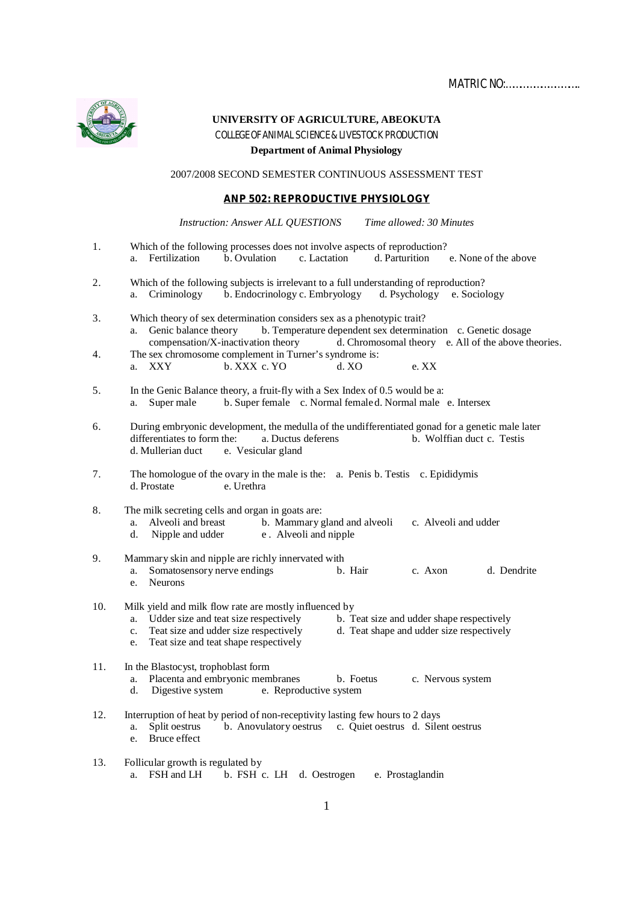MATRIC NO:…………………..

**UNIVERSITY OF AGRICULTURE, ABEOKUTA**

COLLEGE OF ANIMAL SCIENCE & LIVESTOCK PRODUCTION

**Department of Animal Physiology**

2007/2008 SECOND SEMESTER CONTINUOUS ASSESSMENT TEST

## ANP 502: REPRODUCTIVE PHYSIOLOGY

*Instruction: Answer ALL QUESTIONS* *Time allowed: 30 Minutes*

1. Which of the following processes does not involve aspects of reproduction?
   a. Fertilization b. Ovulation c. Lactation d. Parturition e. None of the above

2. Which of the following subjects is irrelevant to a full understanding of reproduction?
   a. Criminology b. Endocrinology c. Embryology d. Psychology e. Sociology

3. Which theory of sex determination considers sex as a phenotypic trait?
   a. Genic balance theory b. Temperature dependent sex determination c. Genetic dosage compensation/X-inactivation theory d. Chromosomal theory e. All of the above theories.

4. The sex chromosome complement in Turner's syndrome is:
   a. XXY b. XXX c. YO d. XO e. XX

5. In the Genic Balance theory, a fruit-fly with a Sex Index of 0.5 would be a:
   a. Super male b. Super female c. Normal female d. Normal male e. Intersex

6. During embryonic development, the medulla of the undifferentiated gonad for a genetic male later differentiates to form the: a. Ductus deferens b. Wolffian duct c. Testis d. Mullerian duct e. Vesicular gland

7. The homologue of the ovary in the male is the: a. Penis b. Testis c. Epididymis d. Prostate e. Urethra

8. The milk secreting cells and organ in goats are:
   a. Alveoli and breast b. Mammary gland and alveoli c. Alveoli and udder
   d. Nipple and udder e. Alveoli and nipple

9. Mammary skin and nipple are richly innervated with
   a. Somatosensory nerve endings b. Hair c. Axon d. Dendrite
   e. Neurons

10. Milk yield and milk flow rate are mostly influenced by
    a. Udder size and teat size respectively b. Teat size and udder shape respectively
    c. Teat size and udder size respectively d. Teat shape and udder size respectively
    e. Teat size and teat shape respectively

11. In the Blastocyst, trophoblast form
    a. Placenta and embryonic membranes b. Foetus c. Nervous system
    d. Digestive system e. Reproductive system

12. Interruption of heat by period of non-receptivity lasting few hours to 2 days
    a. Split oestrus b. Anovulatory oestrus c. Quiet oestrus d. Silent oestrus
    e. Bruce effect

13. Follicular growth is regulated by
    a. FSH and LH b. FSH c. LH d. Oestrogen e. Prostaglandin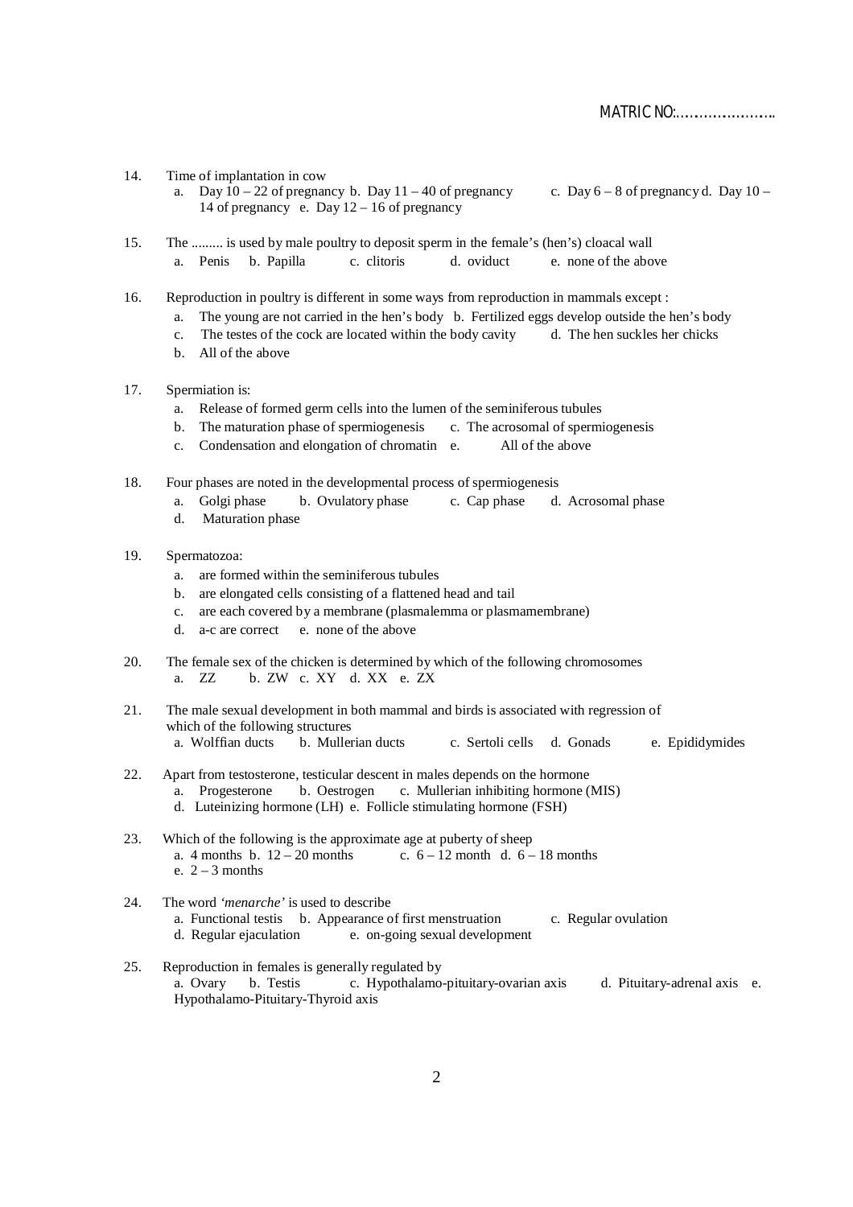MATRIC NO:…………………..

14. Time of implantation in cow
    a. Day 10 – 22 of pregnancy b. Day 11 – 40 of pregnancy c. Day 6 – 8 of pregnancy d. Day 10 – 14 of pregnancy e. Day 12 – 16 of pregnancy

15. The ......... is used by male poultry to deposit sperm in the female's (hen's) cloacal wall
    a. Penis b. Papilla c. clitoris d. oviduct e. none of the above

16. Reproduction in poultry is different in some ways from reproduction in mammals except :
    a. The young are not carried in the hen's body b. Fertilized eggs develop outside the hen's body
    c. The testes of the cock are located within the body cavity d. The hen suckles her chicks
    b. All of the above

17. Spermiation is:
    a. Release of formed germ cells into the lumen of the seminiferous tubules
    b. The maturation phase of spermiogenesis c. The acrosomal of spermiogenesis
    c. Condensation and elongation of chromatin e. All of the above

18. Four phases are noted in the developmental process of spermiogenesis
    a. Golgi phase b. Ovulatory phase c. Cap phase d. Acrosomal phase
    d. Maturation phase

19. Spermatozoa:
    a. are formed within the seminiferous tubules
    b. are elongated cells consisting of a flattened head and tail
    c. are each covered by a membrane (plasmalemma or plasmamembrane)
    d. a-c are correct e. none of the above

20. The female sex of the chicken is determined by which of the following chromosomes
    a. ZZ b. ZW c. XY d. XX e. ZX

21. The male sexual development in both mammal and birds is associated with regression of which of the following structures
    a. Wolffian ducts b. Mullerian ducts c. Sertoli cells d. Gonads e. Epididymides

22. Apart from testosterone, testicular descent in males depends on the hormone
    a. Progesterone b. Oestrogen c. Mullerian inhibiting hormone (MIS)
    d. Luteinizing hormone (LH) e. Follicle stimulating hormone (FSH)

23. Which of the following is the approximate age at puberty of sheep
    a. 4 months b. 12 – 20 months c. 6 – 12 month d. 6 – 18 months
    e. 2 – 3 months

24. The word *'menarche'* is used to describe
    a. Functional testis b. Appearance of first menstruation c. Regular ovulation
    d. Regular ejaculation e. on-going sexual development

25. Reproduction in females is generally regulated by
    a. Ovary b. Testis c. Hypothalamo-pituitary-ovarian axis d. Pituitary-adrenal axis e. Hypothalamo-Pituitary-Thyroid axis